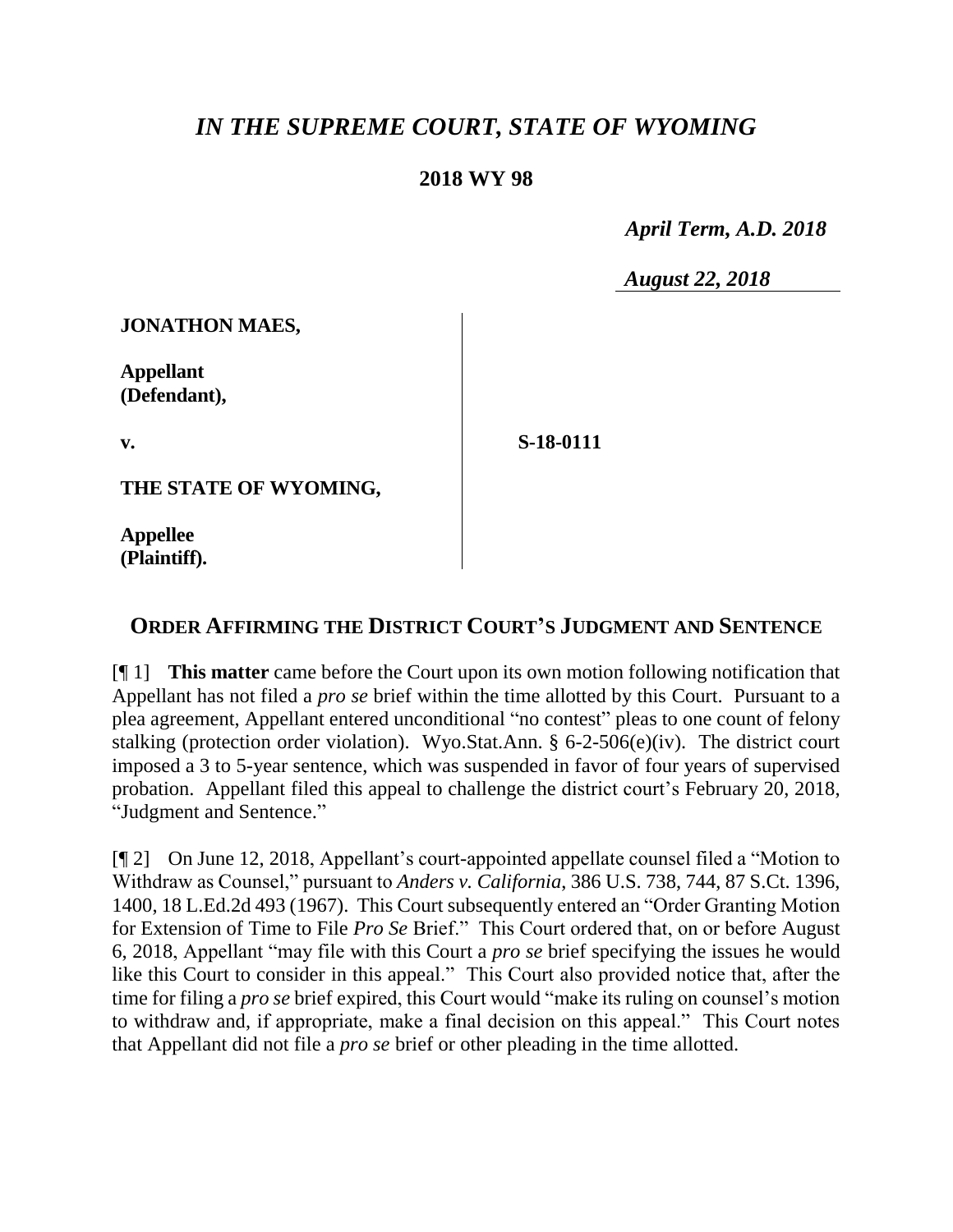# *IN THE SUPREME COURT, STATE OF WYOMING*

## 2018 WY 98

*April Term, A.D. 2018*

*August 22, 2018*

**JONATHON MAES,**

**Appellant (Defendant),**

**v.**

**S-18-0111**

**THE STATE OF WYOMING,**

**Appellee (Plaintiff).**

## ORDER AFFIRMING THE DISTRICT COURT'S JUDGMENT AND SENTENCE

[¶ 1] **This matter** came before the Court upon its own motion following notification that Appellant has not filed a *pro se* brief within the time allotted by this Court. Pursuant to a plea agreement, Appellant entered unconditional "no contest" pleas to one count of felony stalking (protection order violation). Wyo.Stat.Ann. § 6-2-506(e)(iv). The district court imposed a 3 to 5-year sentence, which was suspended in favor of four years of supervised probation. Appellant filed this appeal to challenge the district court's February 20, 2018, "Judgment and Sentence."

[¶ 2] On June 12, 2018, Appellant's court-appointed appellate counsel filed a "Motion to Withdraw as Counsel," pursuant to *Anders v. California*, 386 U.S. 738, 744, 87 S.Ct. 1396, 1400, 18 L.Ed.2d 493 (1967). This Court subsequently entered an "Order Granting Motion for Extension of Time to File *Pro Se* Brief." This Court ordered that, on or before August 6, 2018, Appellant "may file with this Court a *pro se* brief specifying the issues he would like this Court to consider in this appeal." This Court also provided notice that, after the time for filing a *pro se* brief expired, this Court would "make its ruling on counsel's motion to withdraw and, if appropriate, make a final decision on this appeal." This Court notes that Appellant did not file a *pro se* brief or other pleading in the time allotted.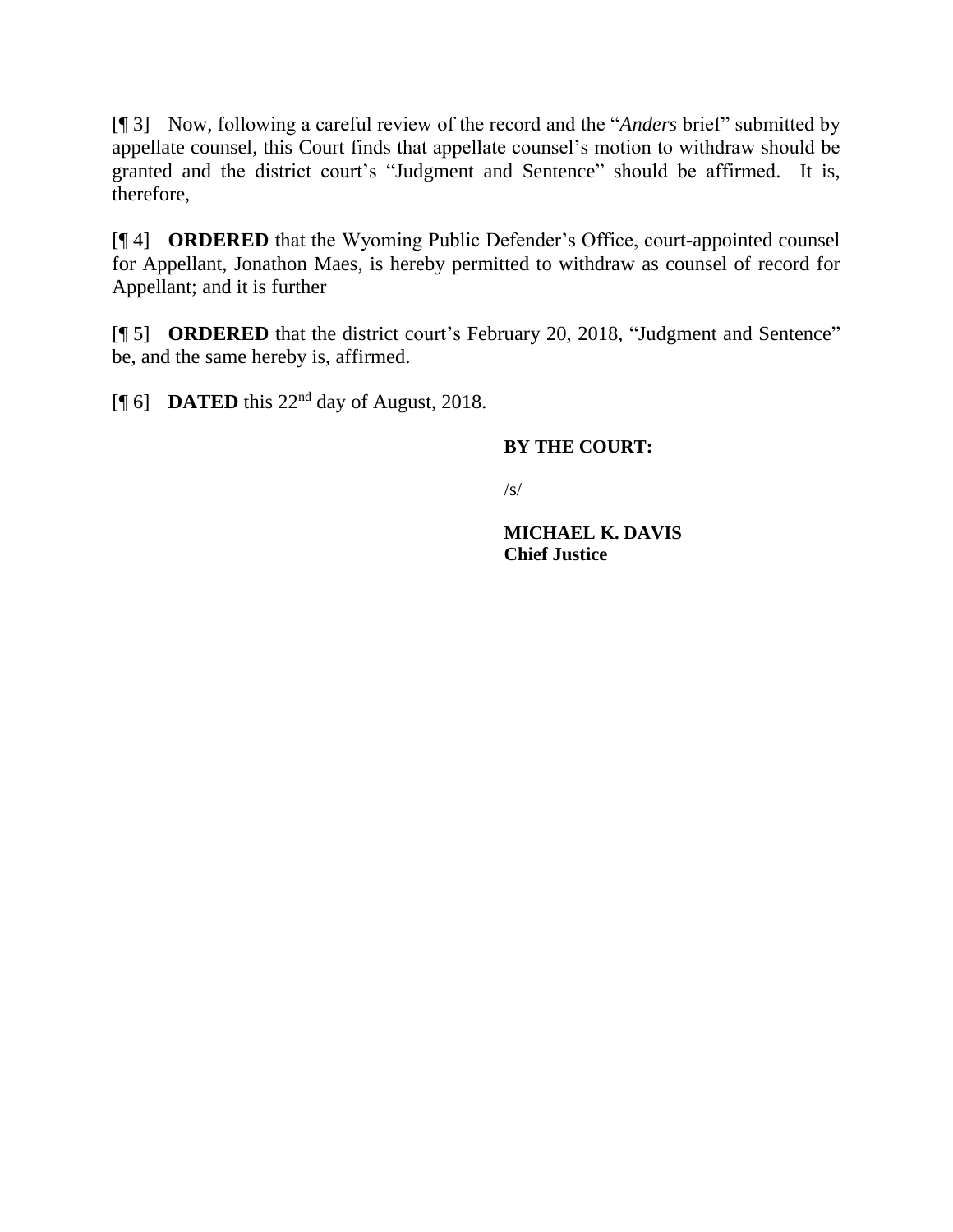[¶ 3] Now, following a careful review of the record and the "*Anders* brief" submitted by appellate counsel, this Court finds that appellate counsel's motion to withdraw should be granted and the district court's "Judgment and Sentence" should be affirmed. It is, therefore,

[¶ 4] **ORDERED** that the Wyoming Public Defender's Office, court-appointed counsel for Appellant, Jonathon Maes, is hereby permitted to withdraw as counsel of record for Appellant; and it is further

[¶ 5] **ORDERED** that the district court's February 20, 2018, "Judgment and Sentence" be, and the same hereby is, affirmed.

[¶ 6] **DATED** this 22nd day of August, 2018.

**BY THE COURT:**

/s/

**MICHAEL K. DAVIS**
**Chief Justice**